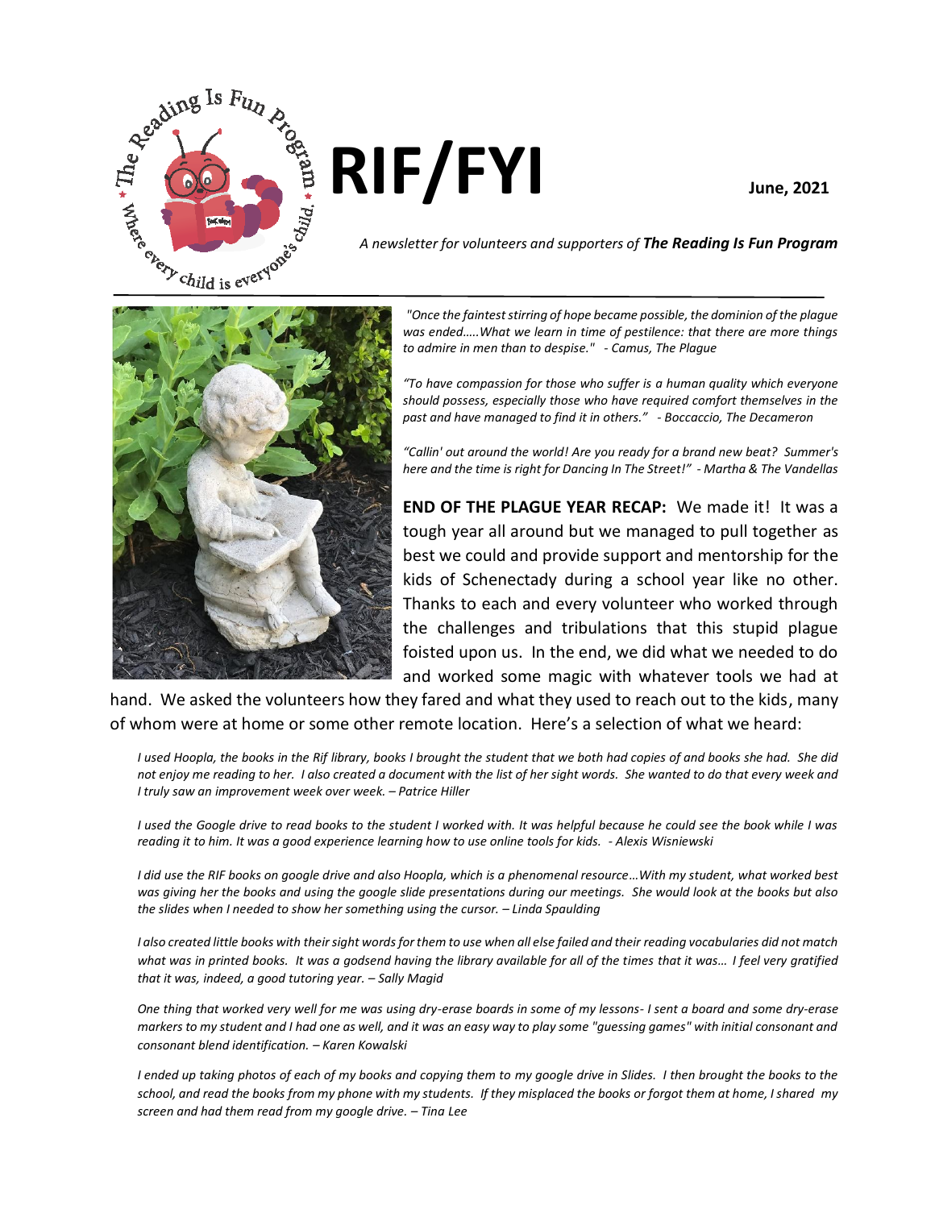# RIF/FYI

**June, 2021**

*A newsletter for volunteers and supporters of **The Reading Is Fun Program***

*"Once the faintest stirring of hope became possible, the dominion of the plague was ended…..What we learn in time of pestilence: that there are more things to admire in men than to despise." - Camus, The Plague*

*"To have compassion for those who suffer is a human quality which everyone should possess, especially those who have required comfort themselves in the past and have managed to find it in others." - Boccaccio, The Decameron*

*"Callin' out around the world! Are you ready for a brand new beat? Summer's here and the time is right for Dancing In The Street!" - Martha & The Vandellas*

**END OF THE PLAGUE YEAR RECAP:** We made it! It was a tough year all around but we managed to pull together as best we could and provide support and mentorship for the kids of Schenectady during a school year like no other. Thanks to each and every volunteer who worked through the challenges and tribulations that this stupid plague foisted upon us. In the end, we did what we needed to do and worked some magic with whatever tools we had at hand. We asked the volunteers how they fared and what they used to reach out to the kids, many of whom were at home or some other remote location. Here's a selection of what we heard:

*I used Hoopla, the books in the Rif library, books I brought the student that we both had copies of and books she had. She did not enjoy me reading to her. I also created a document with the list of her sight words. She wanted to do that every week and I truly saw an improvement week over week. – Patrice Hiller*

*I used the Google drive to read books to the student I worked with. It was helpful because he could see the book while I was reading it to him. It was a good experience learning how to use online tools for kids. - Alexis Wisniewski*

*I did use the RIF books on google drive and also Hoopla, which is a phenomenal resource…With my student, what worked best was giving her the books and using the google slide presentations during our meetings. She would look at the books but also the slides when I needed to show her something using the cursor. – Linda Spaulding*

*I also created little books with their sight words for them to use when all else failed and their reading vocabularies did not match what was in printed books. It was a godsend having the library available for all of the times that it was… I feel very gratified that it was, indeed, a good tutoring year. – Sally Magid*

*One thing that worked very well for me was using dry-erase boards in some of my lessons- I sent a board and some dry-erase markers to my student and I had one as well, and it was an easy way to play some "guessing games" with initial consonant and consonant blend identification. – Karen Kowalski*

*I ended up taking photos of each of my books and copying them to my google drive in Slides. I then brought the books to the school, and read the books from my phone with my students. If they misplaced the books or forgot them at home, I shared my screen and had them read from my google drive. – Tina Lee*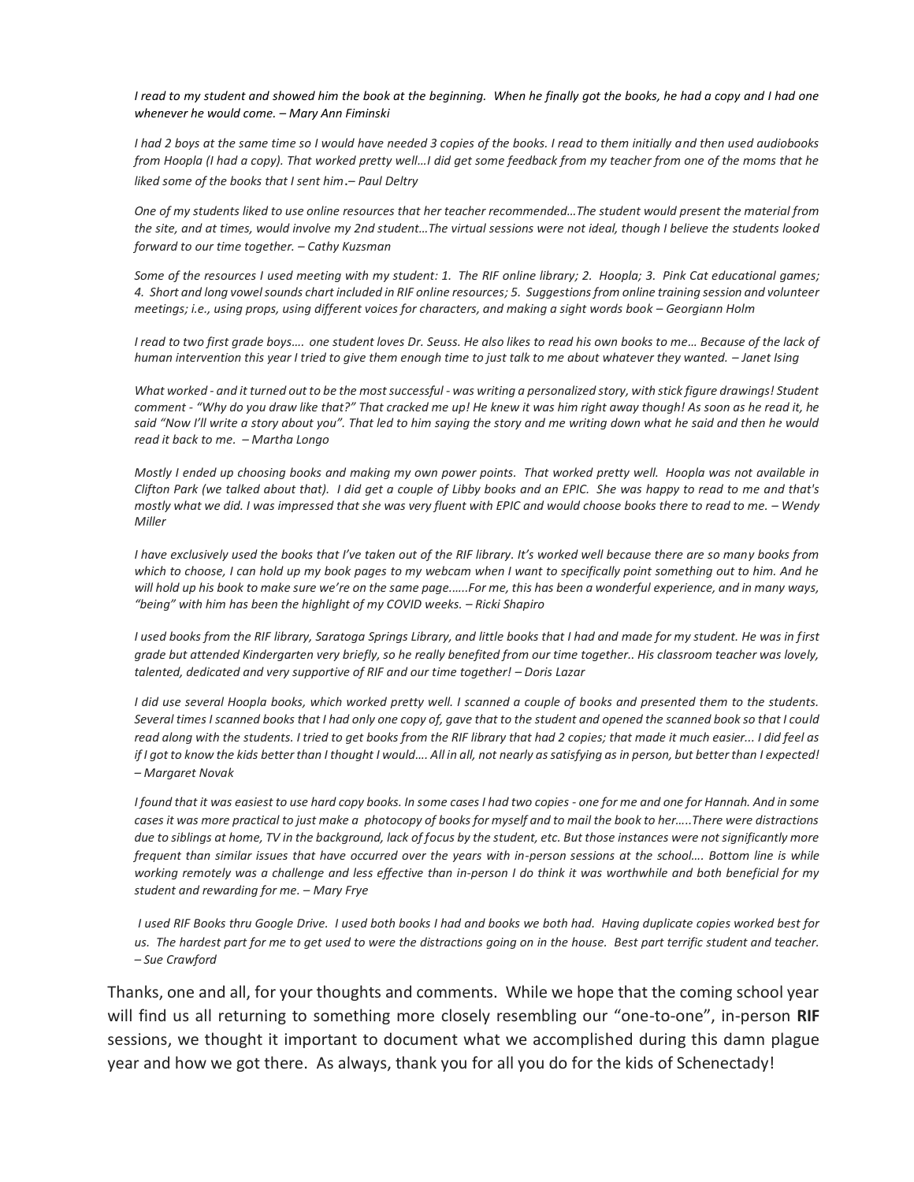*I read to my student and showed him the book at the beginning. When he finally got the books, he had a copy and I had one whenever he would come. – Mary Ann Fiminski*

*I had 2 boys at the same time so I would have needed 3 copies of the books. I read to them initially and then used audiobooks from Hoopla (I had a copy). That worked pretty well…I did get some feedback from my teacher from one of the moms that he liked some of the books that I sent him.– Paul Deltry*

*One of my students liked to use online resources that her teacher recommended…The student would present the material from the site, and at times, would involve my 2nd student…The virtual sessions were not ideal, though I believe the students looked forward to our time together. – Cathy Kuzsman*

*Some of the resources I used meeting with my student: 1. The RIF online library; 2. Hoopla; 3. Pink Cat educational games; 4. Short and long vowel sounds chart included in RIF online resources; 5. Suggestions from online training session and volunteer meetings; i.e., using props, using different voices for characters, and making a sight words book – Georgiann Holm*

*I read to two first grade boys…. one student loves Dr. Seuss. He also likes to read his own books to me… Because of the lack of human intervention this year I tried to give them enough time to just talk to me about whatever they wanted. – Janet Ising*

*What worked - and it turned out to be the most successful - was writing a personalized story, with stick figure drawings! Student comment - "Why do you draw like that?" That cracked me up! He knew it was him right away though! As soon as he read it, he said "Now I'll write a story about you". That led to him saying the story and me writing down what he said and then he would read it back to me. – Martha Longo*

*Mostly I ended up choosing books and making my own power points. That worked pretty well. Hoopla was not available in Clifton Park (we talked about that). I did get a couple of Libby books and an EPIC. She was happy to read to me and that's mostly what we did. I was impressed that she was very fluent with EPIC and would choose books there to read to me. – Wendy Miller*

*I have exclusively used the books that I've taken out of the RIF library. It's worked well because there are so many books from which to choose, I can hold up my book pages to my webcam when I want to specifically point something out to him. And he will hold up his book to make sure we're on the same page……For me, this has been a wonderful experience, and in many ways, "being" with him has been the highlight of my COVID weeks. – Ricki Shapiro*

*I used books from the RIF library, Saratoga Springs Library, and little books that I had and made for my student. He was in first grade but attended Kindergarten very briefly, so he really benefited from our time together.. His classroom teacher was lovely, talented, dedicated and very supportive of RIF and our time together! – Doris Lazar*

*I did use several Hoopla books, which worked pretty well. I scanned a couple of books and presented them to the students. Several times I scanned books that I had only one copy of, gave that to the student and opened the scanned book so that I could read along with the students. I tried to get books from the RIF library that had 2 copies; that made it much easier... I did feel as if I got to know the kids better than I thought I would…. All in all, not nearly as satisfying as in person, but better than I expected! – Margaret Novak*

*I found that it was easiest to use hard copy books. In some cases I had two copies - one for me and one for Hannah. And in some cases it was more practical to just make a photocopy of books for myself and to mail the book to her…..There were distractions due to siblings at home, TV in the background, lack of focus by the student, etc. But those instances were not significantly more frequent than similar issues that have occurred over the years with in-person sessions at the school…. Bottom line is while working remotely was a challenge and less effective than in-person I do think it was worthwhile and both beneficial for my student and rewarding for me. – Mary Frye*

*I used RIF Books thru Google Drive. I used both books I had and books we both had. Having duplicate copies worked best for us. The hardest part for me to get used to were the distractions going on in the house. Best part terrific student and teacher. – Sue Crawford*

Thanks, one and all, for your thoughts and comments. While we hope that the coming school year will find us all returning to something more closely resembling our "one-to-one", in-person **RIF** sessions, we thought it important to document what we accomplished during this damn plague year and how we got there. As always, thank you for all you do for the kids of Schenectady!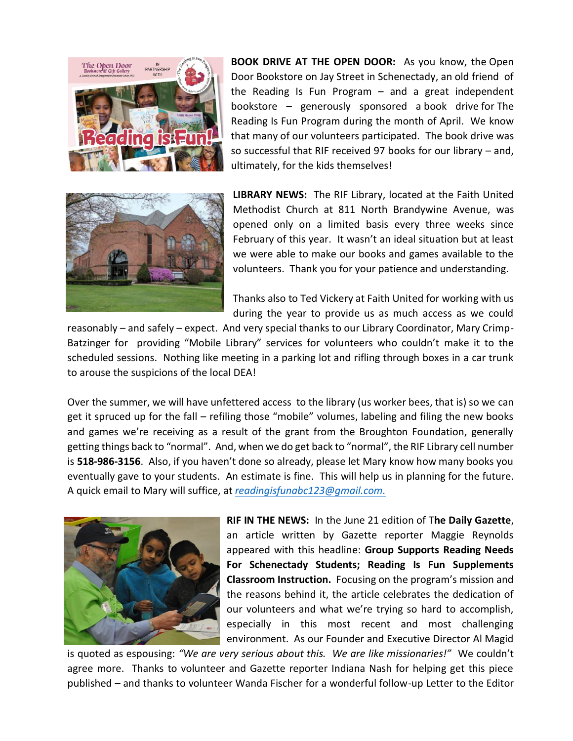**BOOK DRIVE AT THE OPEN DOOR:** As you know, the Open Door Bookstore on Jay Street in Schenectady, an old friend of the Reading Is Fun Program – and a great independent bookstore – generously sponsored a book drive for The Reading Is Fun Program during the month of April. We know that many of our volunteers participated. The book drive was so successful that RIF received 97 books for our library – and, ultimately, for the kids themselves!

**LIBRARY NEWS:** The RIF Library, located at the Faith United Methodist Church at 811 North Brandywine Avenue, was opened only on a limited basis every three weeks since February of this year. It wasn't an ideal situation but at least we were able to make our books and games available to the volunteers. Thank you for your patience and understanding.

Thanks also to Ted Vickery at Faith United for working with us during the year to provide us as much access as we could reasonably – and safely – expect. And very special thanks to our Library Coordinator, Mary Crimp-Batzinger for providing "Mobile Library" services for volunteers who couldn't make it to the scheduled sessions. Nothing like meeting in a parking lot and rifling through boxes in a car trunk to arouse the suspicions of the local DEA!

Over the summer, we will have unfettered access to the library (us worker bees, that is) so we can get it spruced up for the fall – refiling those "mobile" volumes, labeling and filing the new books and games we're receiving as a result of the grant from the Broughton Foundation, generally getting things back to "normal". And, when we do get back to "normal", the RIF Library cell number is **518-986-3156**. Also, if you haven't done so already, please let Mary know how many books you eventually gave to your students. An estimate is fine. This will help us in planning for the future. A quick email to Mary will suffice, at *readingisfunabc123@gmail.com.*

**RIF IN THE NEWS:** In the June 21 edition of T**he Daily Gazette**, an article written by Gazette reporter Maggie Reynolds appeared with this headline: **Group Supports Reading Needs For Schenectady Students; Reading Is Fun Supplements Classroom Instruction.** Focusing on the program's mission and the reasons behind it, the article celebrates the dedication of our volunteers and what we're trying so hard to accomplish, especially in this most recent and most challenging environment. As our Founder and Executive Director Al Magid is quoted as espousing: *"We are very serious about this. We are like missionaries!"* We couldn't agree more. Thanks to volunteer and Gazette reporter Indiana Nash for helping get this piece published – and thanks to volunteer Wanda Fischer for a wonderful follow-up Letter to the Editor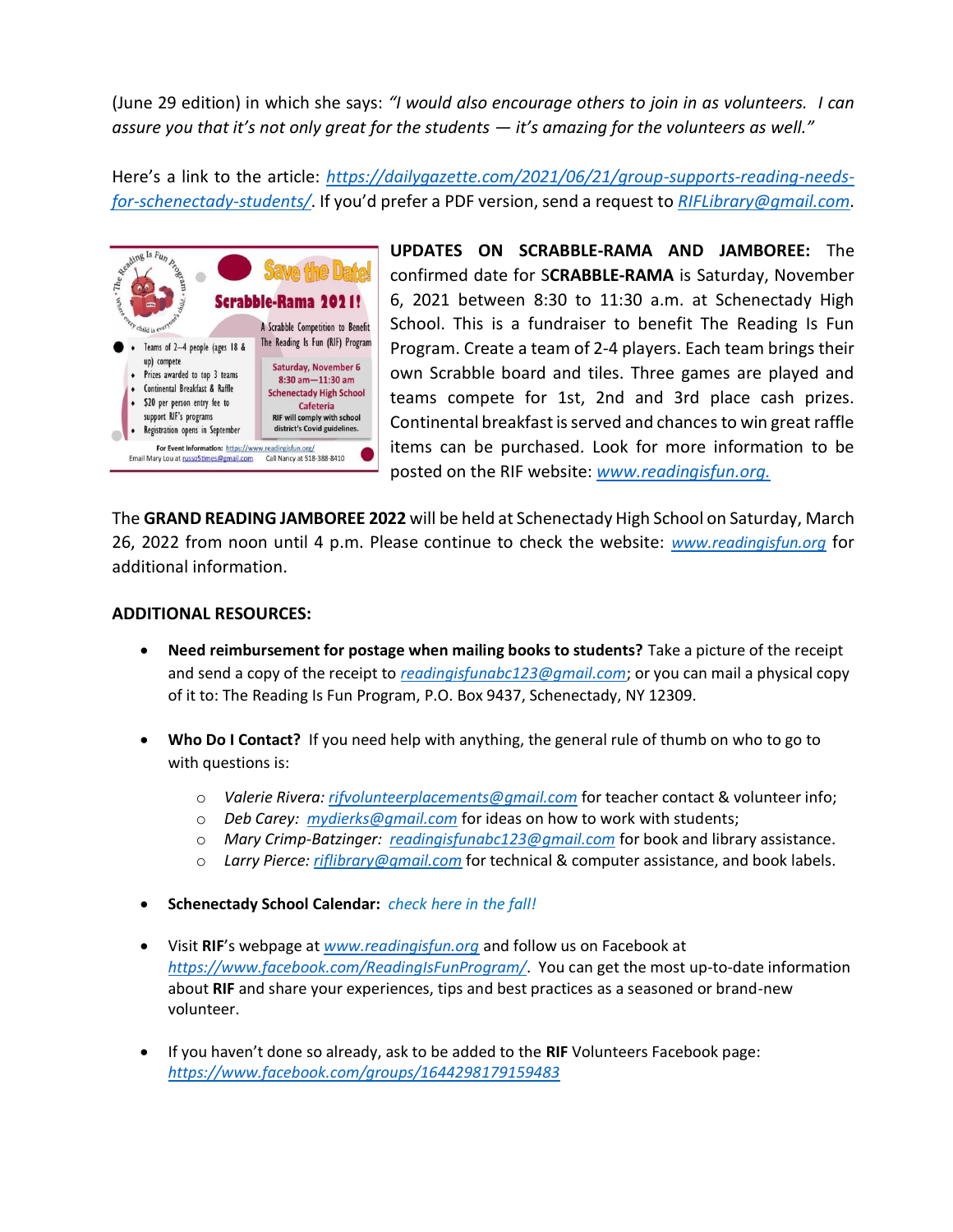(June 29 edition) in which she says: *"I would also encourage others to join in as volunteers. I can assure you that it's not only great for the students — it's amazing for the volunteers as well."*

Here's a link to the article: [https://dailygazette.com/2021/06/21/group-supports-reading-needs-for-schenectady-students/](https://dailygazette.com/2021/06/21/group-supports-reading-needs-for-schenectady-students/). If you'd prefer a PDF version, send a request to [RIFLibrary@gmail.com](mailto:RIFLibrary@gmail.com).

Save the Date!
Scrabble-Rama 2021!
A Scrabble Competition to Benefit The Reading Is Fun (RIF) Program

- Teams of 2–4 people (ages 18 & up) compete
- Prizes awarded to top 3 teams
- Continental Breakfast & Raffle
- $20 per person entry fee to support RIF's programs
- Registration opens in September

Saturday, November 6
8:30 am–11:30 am
Schenectady High School Cafeteria
RIF will comply with school district's Covid guidelines.

For Event Information: https://www.readingisfun.org/
Email Mary Lou at russo5times@gmail.com Call Nancy at 518-388-8410

**UPDATES ON SCRABBLE-RAMA AND JAMBOREE:** The confirmed date for **SCRABBLE-RAMA** is Saturday, November 6, 2021 between 8:30 to 11:30 a.m. at Schenectady High School. This is a fundraiser to benefit The Reading Is Fun Program. Create a team of 2-4 players. Each team brings their own Scrabble board and tiles. Three games are played and teams compete for 1st, 2nd and 3rd place cash prizes. Continental breakfast is served and chances to win great raffle items can be purchased. Look for more information to be posted on the RIF website: [www.readingisfun.org.](http://www.readingisfun.org)

The **GRAND READING JAMBOREE 2022** will be held at Schenectady High School on Saturday, March 26, 2022 from noon until 4 p.m. Please continue to check the website: [www.readingisfun.org](http://www.readingisfun.org) for additional information.

**ADDITIONAL RESOURCES:**

- **Need reimbursement for postage when mailing books to students?** Take a picture of the receipt and send a copy of the receipt to [readingisfunabc123@gmail.com](mailto:readingisfunabc123@gmail.com); or you can mail a physical copy of it to: The Reading Is Fun Program, P.O. Box 9437, Schenectady, NY 12309.

- **Who Do I Contact?** If you need help with anything, the general rule of thumb on who to go to with questions is:
  - *Valerie Rivera:* [rifvolunteerplacements@gmail.com](mailto:rifvolunteerplacements@gmail.com) for teacher contact & volunteer info;
  - *Deb Carey:* [mydierks@gmail.com](mailto:mydierks@gmail.com) for ideas on how to work with students;
  - *Mary Crimp-Batzinger:* [readingisfunabc123@gmail.com](mailto:readingisfunabc123@gmail.com) for book and library assistance.
  - *Larry Pierce:* [riflibrary@gmail.com](mailto:riflibrary@gmail.com) for technical & computer assistance, and book labels.

- **Schenectady School Calendar:** *check here in the fall!*

- Visit **RIF**'s webpage at [www.readingisfun.org](http://www.readingisfun.org) and follow us on Facebook at [https://www.facebook.com/ReadingIsFunProgram/](https://www.facebook.com/ReadingIsFunProgram/). You can get the most up-to-date information about **RIF** and share your experiences, tips and best practices as a seasoned or brand-new volunteer.

- If you haven't done so already, ask to be added to the **RIF** Volunteers Facebook page: [https://www.facebook.com/groups/1644298179159483](https://www.facebook.com/groups/1644298179159483)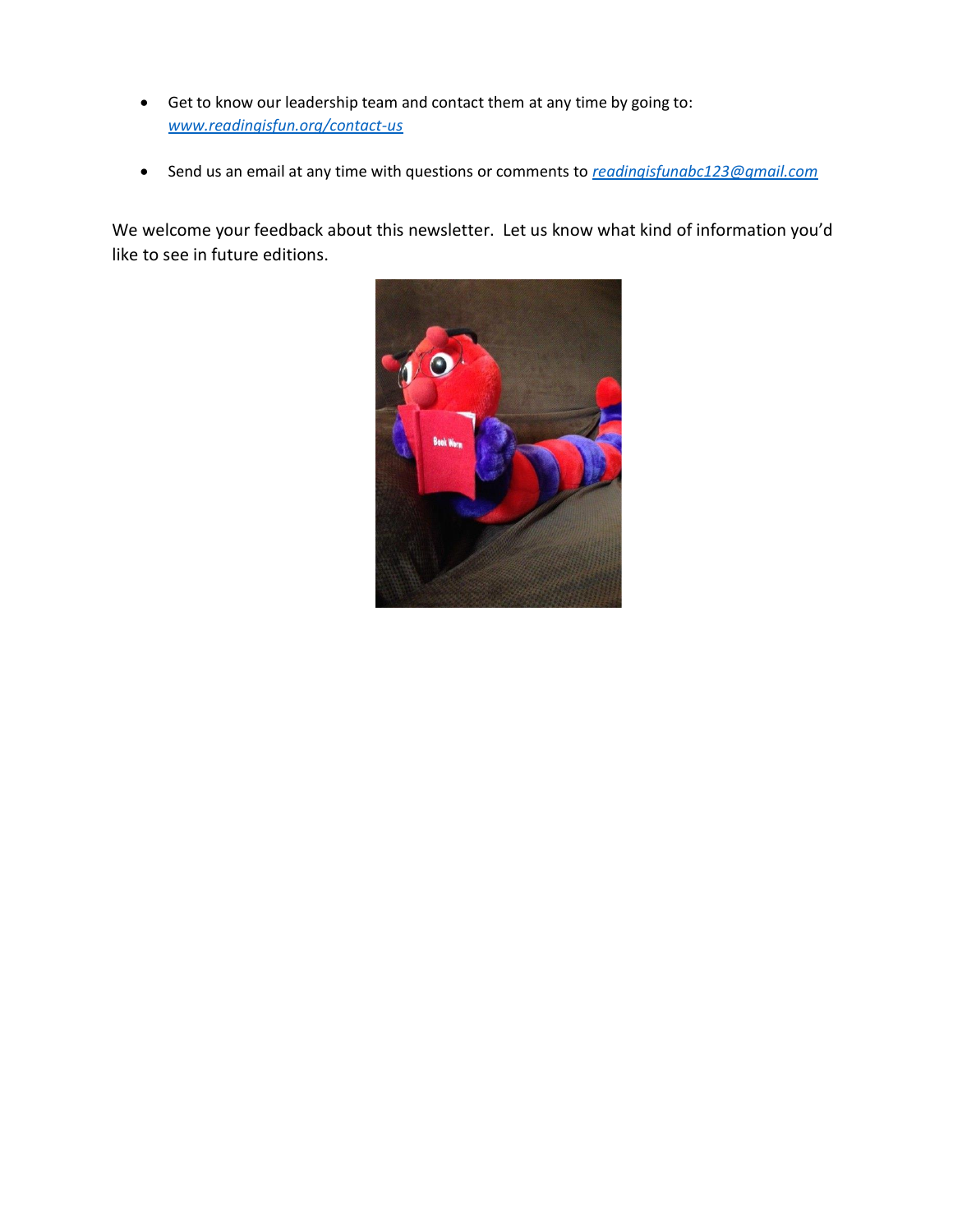- Get to know our leadership team and contact them at any time by going to: [www.readingisfun.org/contact-us](www.readingisfun.org/contact-us)

- Send us an email at any time with questions or comments to [readingisfunabc123@gmail.com](mailto:readingisfunabc123@gmail.com)

We welcome your feedback about this newsletter. Let us know what kind of information you'd like to see in future editions.